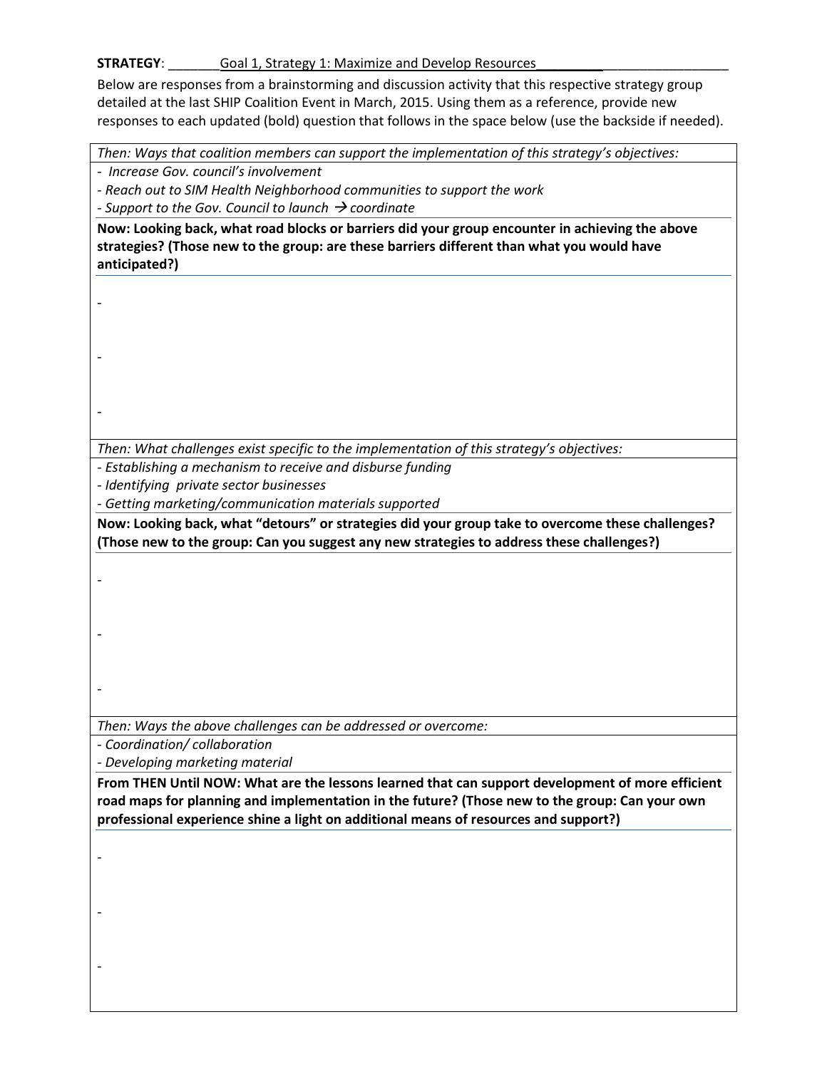**STRATEGY**: _______Goal 1, Strategy 1: Maximize and Develop Resources_________________________

Below are responses from a brainstorming and discussion activity that this respective strategy group detailed at the last SHIP Coalition Event in March, 2015. Using them as a reference, provide new responses to each updated (bold) question that follows in the space below (use the backside if needed).

*Then: Ways that coalition members can support the implementation of this strategy's objectives:*

- *Increase Gov. council's involvement*
- *Reach out to SIM Health Neighborhood communities to support the work*
- *Support to the Gov. Council to launch → coordinate*

**Now: Looking back, what road blocks or barriers did your group encounter in achieving the above strategies? (Those new to the group: are these barriers different than what you would have anticipated?)**

-

-

-

*Then: What challenges exist specific to the implementation of this strategy's objectives:*

- *Establishing a mechanism to receive and disburse funding*
- *Identifying private sector businesses*
- *Getting marketing/communication materials supported*

**Now: Looking back, what "detours" or strategies did your group take to overcome these challenges? (Those new to the group: Can you suggest any new strategies to address these challenges?)**

-

-

-

*Then: Ways the above challenges can be addressed or overcome:*

- *Coordination/ collaboration*
- *Developing marketing material*

**From THEN Until NOW: What are the lessons learned that can support development of more efficient road maps for planning and implementation in the future? (Those new to the group: Can your own professional experience shine a light on additional means of resources and support?)**

-

-

-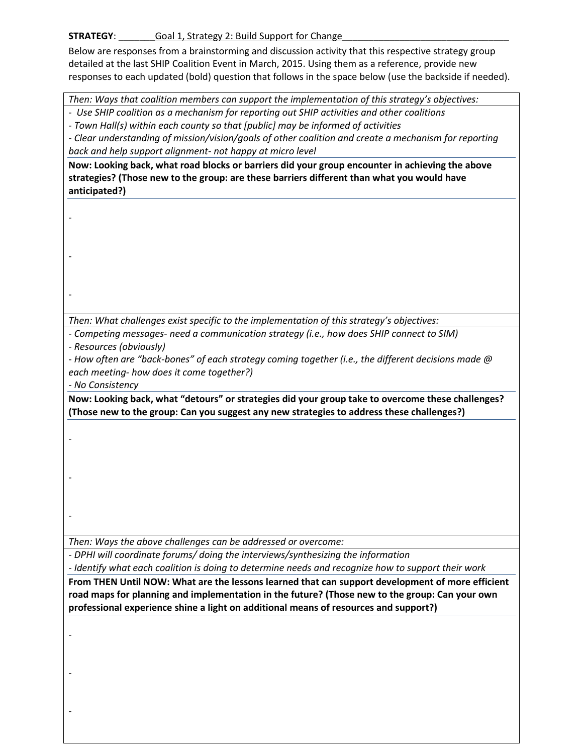**STRATEGY**: _______Goal 1, Strategy 2: Build Support for Change_________________________________

Below are responses from a brainstorming and discussion activity that this respective strategy group detailed at the last SHIP Coalition Event in March, 2015. Using them as a reference, provide new responses to each updated (bold) question that follows in the space below (use the backside if needed).

*Then: Ways that coalition members can support the implementation of this strategy's objectives:*

- *Use SHIP coalition as a mechanism for reporting out SHIP activities and other coalitions*
- *Town Hall(s) within each county so that [public] may be informed of activities*
- *Clear understanding of mission/vision/goals of other coalition and create a mechanism for reporting back and help support alignment- not happy at micro level*

**Now: Looking back, what road blocks or barriers did your group encounter in achieving the above strategies? (Those new to the group: are these barriers different than what you would have anticipated?)**

-

-

-

*Then: What challenges exist specific to the implementation of this strategy's objectives:*

- *Competing messages- need a communication strategy (i.e., how does SHIP connect to SIM)*
- *Resources (obviously)*
- *How often are "back-bones" of each strategy coming together (i.e., the different decisions made @ each meeting- how does it come together?)*
- *No Consistency*

**Now: Looking back, what "detours" or strategies did your group take to overcome these challenges? (Those new to the group: Can you suggest any new strategies to address these challenges?)**

-

-

-

*Then: Ways the above challenges can be addressed or overcome:*

- *DPHI will coordinate forums/ doing the interviews/synthesizing the information*
- *Identify what each coalition is doing to determine needs and recognize how to support their work*

**From THEN Until NOW: What are the lessons learned that can support development of more efficient road maps for planning and implementation in the future? (Those new to the group: Can your own professional experience shine a light on additional means of resources and support?)**

-

-

-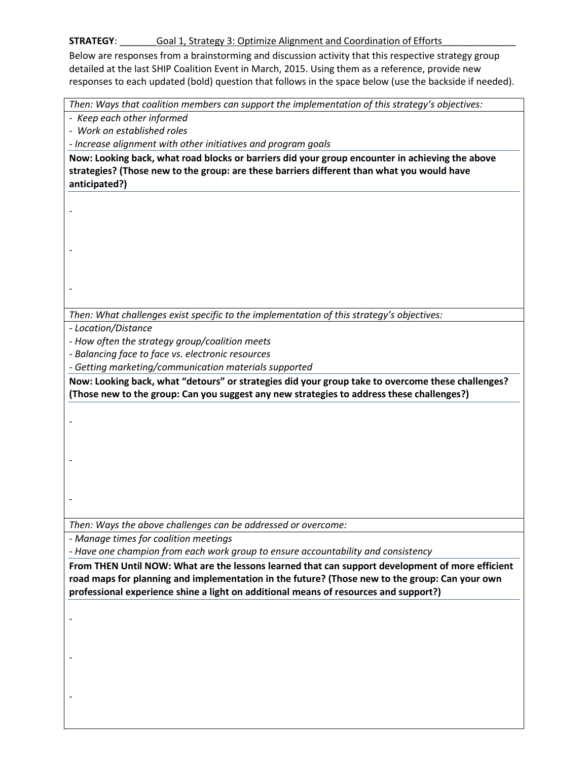**STRATEGY**: _______Goal 1, Strategy 3: Optimize Alignment and Coordination of Efforts______________

Below are responses from a brainstorming and discussion activity that this respective strategy group detailed at the last SHIP Coalition Event in March, 2015. Using them as a reference, provide new responses to each updated (bold) question that follows in the space below (use the backside if needed).

*Then: Ways that coalition members can support the implementation of this strategy's objectives:*

- *Keep each other informed*
- *Work on established roles*
- *Increase alignment with other initiatives and program goals*

**Now: Looking back, what road blocks or barriers did your group encounter in achieving the above strategies? (Those new to the group: are these barriers different than what you would have anticipated?)**

-

-

-

*Then: What challenges exist specific to the implementation of this strategy's objectives:*

- *Location/Distance*
- *How often the strategy group/coalition meets*
- *Balancing face to face vs. electronic resources*
- *Getting marketing/communication materials supported*

**Now: Looking back, what "detours" or strategies did your group take to overcome these challenges? (Those new to the group: Can you suggest any new strategies to address these challenges?)**

-

-

-

*Then: Ways the above challenges can be addressed or overcome:*

- *Manage times for coalition meetings*
- *Have one champion from each work group to ensure accountability and consistency*

**From THEN Until NOW: What are the lessons learned that can support development of more efficient road maps for planning and implementation in the future? (Those new to the group: Can your own professional experience shine a light on additional means of resources and support?)**

-

-

-